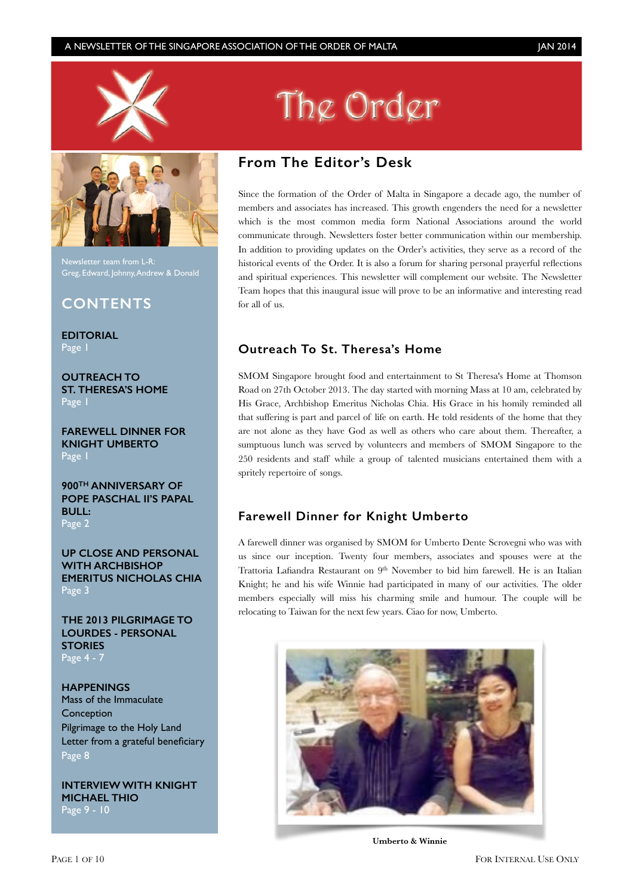# The Order

Newsletter team from L-R: Greg, Edward, Johnny, Andrew & Donald

## CONTENTS

**EDITORIAL**
Page 1

**OUTREACH TO ST. THERESA'S HOME**
Page 1

**FAREWELL DINNER FOR KNIGHT UMBERTO**
Page 1

**900TH ANNIVERSARY OF POPE PASCHAL II'S PAPAL BULL:**
Page 2

**UP CLOSE AND PERSONAL WITH ARCHBISHOP EMERITUS NICHOLAS CHIA**
Page 3

**THE 2013 PILGRIMAGE TO LOURDES - PERSONAL STORIES**
Page 4 - 7

**HAPPENINGS**
Mass of the Immaculate Conception
Pilgrimage to the Holy Land
Letter from a grateful beneficiary
Page 8

**INTERVIEW WITH KNIGHT MICHAEL THIO**
Page 9 - 10

## From The Editor's Desk

Since the formation of the Order of Malta in Singapore a decade ago, the number of members and associates has increased. This growth engenders the need for a newsletter which is the most common media form National Associations around the world communicate through. Newsletters foster better communication within our membership. In addition to providing updates on the Order's activities, they serve as a record of the historical events of the Order. It is also a forum for sharing personal prayerful reflections and spiritual experiences. This newsletter will complement our website. The Newsletter Team hopes that this inaugural issue will prove to be an informative and interesting read for all of us.

## Outreach To St. Theresa's Home

SMOM Singapore brought food and entertainment to St Theresa's Home at Thomson Road on 27th October 2013. The day started with morning Mass at 10 am, celebrated by His Grace, Archbishop Emeritus Nicholas Chia. His Grace in his homily reminded all that suffering is part and parcel of life on earth. He told residents of the home that they are not alone as they have God as well as others who care about them. Thereafter, a sumptuous lunch was served by volunteers and members of SMOM Singapore to the 250 residents and staff while a group of talented musicians entertained them with a spritely repertoire of songs.

## Farewell Dinner for Knight Umberto

A farewell dinner was organised by SMOM for Umberto Dente Scrovegni who was with us since our inception. Twenty four members, associates and spouses were at the Trattoria Lafiandra Restaurant on 9th November to bid him farewell. He is an Italian Knight; he and his wife Winnie had participated in many of our activities. The older members especially will miss his charming smile and humour. The couple will be relocating to Taiwan for the next few years. Ciao for now, Umberto.

**Umberto & Winnie**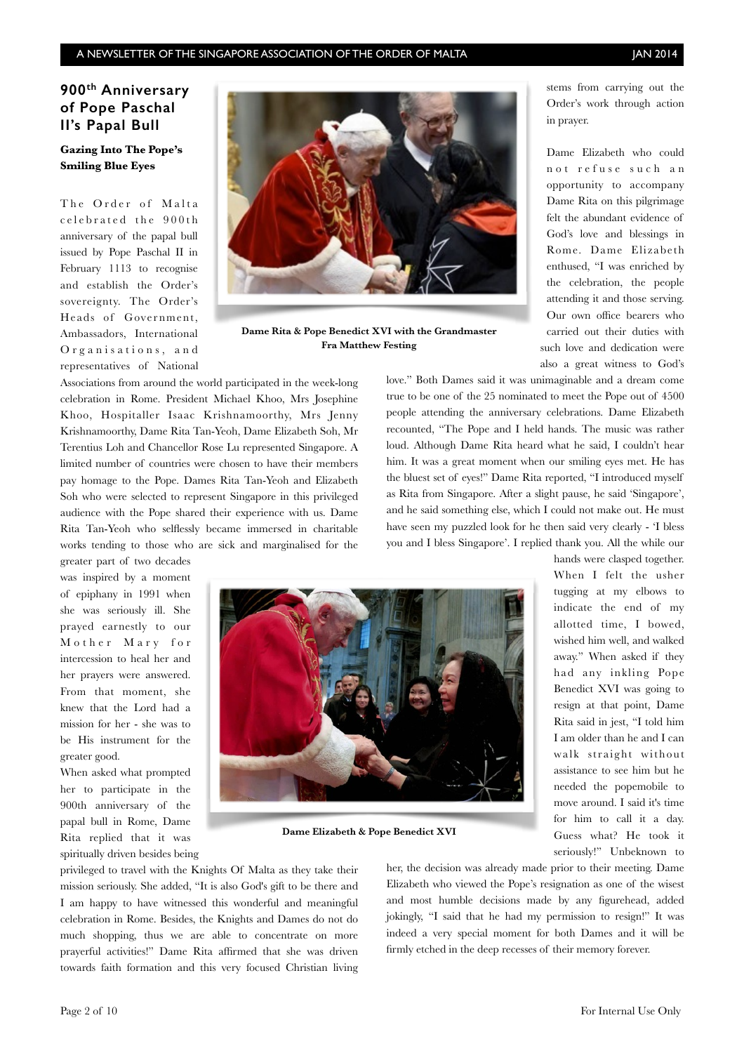## 900th Anniversary of Pope Paschal II's Papal Bull

### Gazing Into The Pope's Smiling Blue Eyes

The Order of Malta celebrated the 900th anniversary of the papal bull issued by Pope Paschal II in February 1113 to recognise and establish the Order's sovereignty. The Order's Heads of Government, Ambassadors, International Organisations, and representatives of National Associations from around the world participated in the week-long celebration in Rome. President Michael Khoo, Mrs Josephine Khoo, Hospitaller Isaac Krishnamoorthy, Mrs Jenny Krishnamoorthy, Dame Rita Tan-Yeoh, Dame Elizabeth Soh, Mr Terentius Loh and Chancellor Rose Lu represented Singapore. A limited number of countries were chosen to have their members pay homage to the Pope. Dames Rita Tan-Yeoh and Elizabeth Soh who were selected to represent Singapore in this privileged audience with the Pope shared their experience with us. Dame Rita Tan-Yeoh who selflessly became immersed in charitable works tending to those who are sick and marginalised for the greater part of two decades was inspired by a moment of epiphany in 1991 when she was seriously ill. She prayed earnestly to our Mother Mary for intercession to heal her and her prayers were answered. From that moment, she knew that the Lord had a mission for her - she was to be His instrument for the greater good.

Dame Rita & Pope Benedict XVI with the Grandmaster Fra Matthew Festing

When asked what prompted her to participate in the 900th anniversary of the papal bull in Rome, Dame Rita replied that it was spiritually driven besides being privileged to travel with the Knights Of Malta as they take their mission seriously. She added, "It is also God's gift to be there and I am happy to have witnessed this wonderful and meaningful celebration in Rome. Besides, the Knights and Dames do not do much shopping, thus we are able to concentrate on more prayerful activities!" Dame Rita affirmed that she was driven towards faith formation and this very focused Christian living stems from carrying out the Order's work through action in prayer.

Dame Elizabeth & Pope Benedict XVI

Dame Elizabeth who could not refuse such an opportunity to accompany Dame Rita on this pilgrimage felt the abundant evidence of God's love and blessings in Rome. Dame Elizabeth enthused, "I was enriched by the celebration, the people attending it and those serving. Our own office bearers who carried out their duties with such love and dedication were also a great witness to God's love." Both Dames said it was unimaginable and a dream come true to be one of the 25 nominated to meet the Pope out of 4500 people attending the anniversary celebrations. Dame Elizabeth recounted, "The Pope and I held hands. The music was rather loud. Although Dame Rita heard what he said, I couldn't hear him. It was a great moment when our smiling eyes met. He has the bluest set of eyes!" Dame Rita reported, "I introduced myself as Rita from Singapore. After a slight pause, he said 'Singapore', and he said something else, which I could not make out. He must have seen my puzzled look for he then said very clearly - 'I bless you and I bless Singapore'. I replied thank you. All the while our hands were clasped together. When I felt the usher tugging at my elbows to indicate the end of my allotted time, I bowed, wished him well, and walked away." When asked if they had any inkling Pope Benedict XVI was going to resign at that point, Dame Rita said in jest, "I told him I am older than he and I can walk straight without assistance to see him but he needed the popemobile to move around. I said it's time for him to call it a day. Guess what? He took it seriously!" Unbeknown to her, the decision was already made prior to their meeting. Dame Elizabeth who viewed the Pope's resignation as one of the wisest and most humble decisions made by any figurehead, added jokingly, "I said that he had my permission to resign!" It was indeed a very special moment for both Dames and it will be firmly etched in the deep recesses of their memory forever.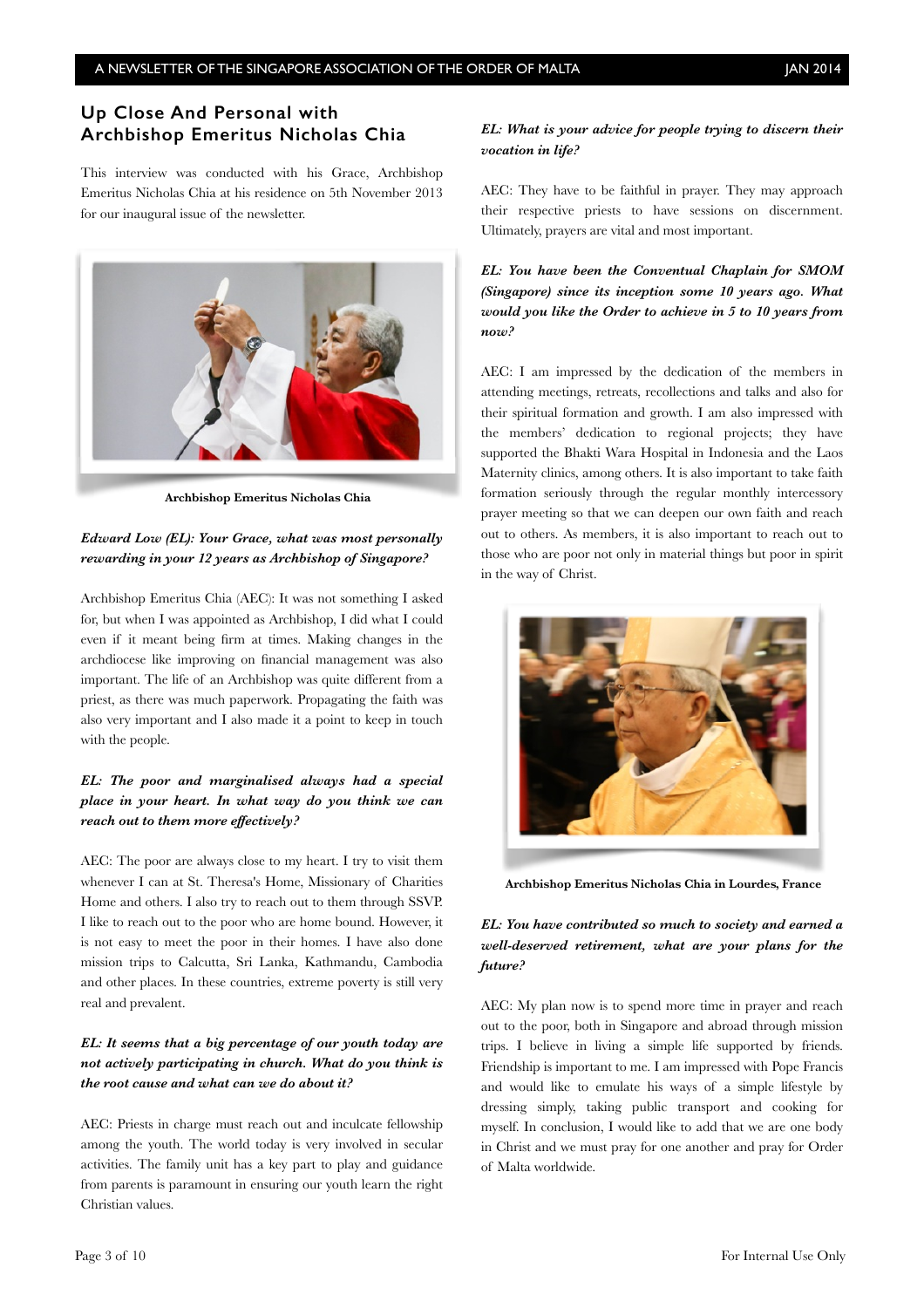## Up Close And Personal with Archbishop Emeritus Nicholas Chia

This interview was conducted with his Grace, Archbishop Emeritus Nicholas Chia at his residence on 5th November 2013 for our inaugural issue of the newsletter.

**Archbishop Emeritus Nicholas Chia**

***Edward Low (EL): Your Grace, what was most personally rewarding in your 12 years as Archbishop of Singapore?***

Archbishop Emeritus Chia (AEC): It was not something I asked for, but when I was appointed as Archbishop, I did what I could even if it meant being firm at times. Making changes in the archdiocese like improving on financial management was also important. The life of an Archbishop was quite different from a priest, as there was much paperwork. Propagating the faith was also very important and I also made it a point to keep in touch with the people.

***EL: The poor and marginalised always had a special place in your heart. In what way do you think we can reach out to them more effectively?***

AEC: The poor are always close to my heart. I try to visit them whenever I can at St. Theresa's Home, Missionary of Charities Home and others. I also try to reach out to them through SSVP. I like to reach out to the poor who are home bound. However, it is not easy to meet the poor in their homes. I have also done mission trips to Calcutta, Sri Lanka, Kathmandu, Cambodia and other places. In these countries, extreme poverty is still very real and prevalent.

***EL: It seems that a big percentage of our youth today are not actively participating in church. What do you think is the root cause and what can we do about it?***

AEC: Priests in charge must reach out and inculcate fellowship among the youth. The world today is very involved in secular activities. The family unit has a key part to play and guidance from parents is paramount in ensuring our youth learn the right Christian values.

***EL: What is your advice for people trying to discern their vocation in life?***

AEC: They have to be faithful in prayer. They may approach their respective priests to have sessions on discernment. Ultimately, prayers are vital and most important.

***EL: You have been the Conventual Chaplain for SMOM (Singapore) since its inception some 10 years ago. What would you like the Order to achieve in 5 to 10 years from now?***

AEC: I am impressed by the dedication of the members in attending meetings, retreats, recollections and talks and also for their spiritual formation and growth. I am also impressed with the members' dedication to regional projects; they have supported the Bhakti Wara Hospital in Indonesia and the Laos Maternity clinics, among others. It is also important to take faith formation seriously through the regular monthly intercessory prayer meeting so that we can deepen our own faith and reach out to others. As members, it is also important to reach out to those who are poor not only in material things but poor in spirit in the way of Christ.

**Archbishop Emeritus Nicholas Chia in Lourdes, France**

***EL: You have contributed so much to society and earned a well-deserved retirement, what are your plans for the future?***

AEC: My plan now is to spend more time in prayer and reach out to the poor, both in Singapore and abroad through mission trips. I believe in living a simple life supported by friends. Friendship is important to me. I am impressed with Pope Francis and would like to emulate his ways of a simple lifestyle by dressing simply, taking public transport and cooking for myself. In conclusion, I would like to add that we are one body in Christ and we must pray for one another and pray for Order of Malta worldwide.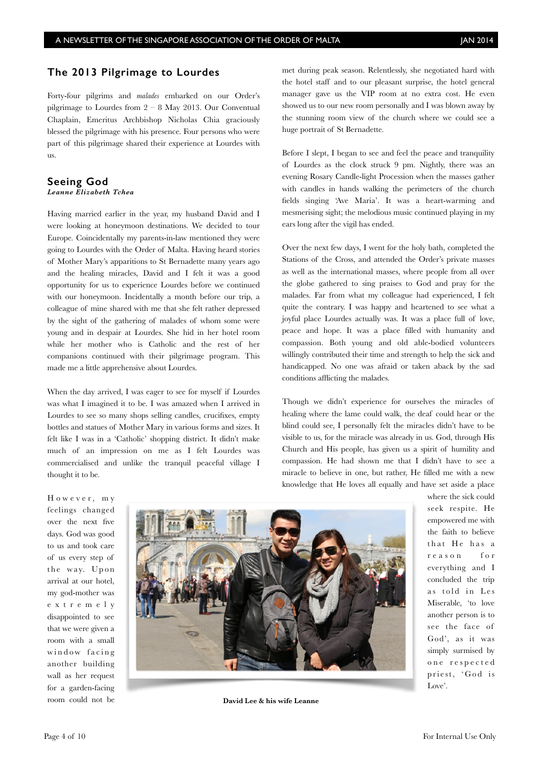## The 2013 Pilgrimage to Lourdes

Forty-four pilgrims and *malades* embarked on our Order's pilgrimage to Lourdes from 2 – 8 May 2013. Our Conventual Chaplain, Emeritus Archbishop Nicholas Chia graciously blessed the pilgrimage with his presence. Four persons who were part of this pilgrimage shared their experience at Lourdes with us.

### Seeing God

***Leanne Elizabeth Tchea***

Having married earlier in the year, my husband David and I were looking at honeymoon destinations. We decided to tour Europe. Coincidentally my parents-in-law mentioned they were going to Lourdes with the Order of Malta. Having heard stories of Mother Mary's apparitions to St Bernadette many years ago and the healing miracles, David and I felt it was a good opportunity for us to experience Lourdes before we continued with our honeymoon. Incidentally a month before our trip, a colleague of mine shared with me that she felt rather depressed by the sight of the gathering of malades of whom some were young and in despair at Lourdes. She hid in her hotel room while her mother who is Catholic and the rest of her companions continued with their pilgrimage program. This made me a little apprehensive about Lourdes.

When the day arrived, I was eager to see for myself if Lourdes was what I imagined it to be. I was amazed when I arrived in Lourdes to see so many shops selling candles, crucifixes, empty bottles and statues of Mother Mary in various forms and sizes. It felt like I was in a 'Catholic' shopping district. It didn't make much of an impression on me as I felt Lourdes was commercialised and unlike the tranquil peaceful village I thought it to be.

However, my feelings changed over the next five days. God was good to us and took care of us every step of the way. Upon arrival at our hotel, my god-mother was extremely disappointed to see that we were given a room with a small window facing another building wall as her request for a garden-facing room could not be met during peak season. Relentlessly, she negotiated hard with the hotel staff and to our pleasant surprise, the hotel general manager gave us the VIP room at no extra cost. He even showed us to our new room personally and I was blown away by the stunning room view of the church where we could see a huge portrait of St Bernadette.

Before I slept, I began to see and feel the peace and tranquility of Lourdes as the clock struck 9 pm. Nightly, there was an evening Rosary Candle-light Procession when the masses gather with candles in hands walking the perimeters of the church fields singing 'Ave Maria'. It was a heart-warming and mesmerising sight; the melodious music continued playing in my ears long after the vigil has ended.

Over the next few days, I went for the holy bath, completed the Stations of the Cross, and attended the Order's private masses as well as the international masses, where people from all over the globe gathered to sing praises to God and pray for the malades. Far from what my colleague had experienced, I felt quite the contrary. I was happy and heartened to see what a joyful place Lourdes actually was. It was a place full of love, peace and hope. It was a place filled with humanity and compassion. Both young and old able-bodied volunteers willingly contributed their time and strength to help the sick and handicapped. No one was afraid or taken aback by the sad conditions afflicting the malades.

Though we didn't experience for ourselves the miracles of healing where the lame could walk, the deaf could hear or the blind could see, I personally felt the miracles didn't have to be visible to us, for the miracle was already in us. God, through His Church and His people, has given us a spirit of humility and compassion. He had shown me that I didn't have to see a miracle to believe in one, but rather, He filled me with a new knowledge that He loves all equally and have set aside a place where the sick could seek respite. He empowered me with the faith to believe that He has a reason for everything and I concluded the trip as told in Les Miserable, 'to love another person is to see the face of God', as it was simply surmised by one respected priest, 'God is Love'.

**David Lee & his wife Leanne**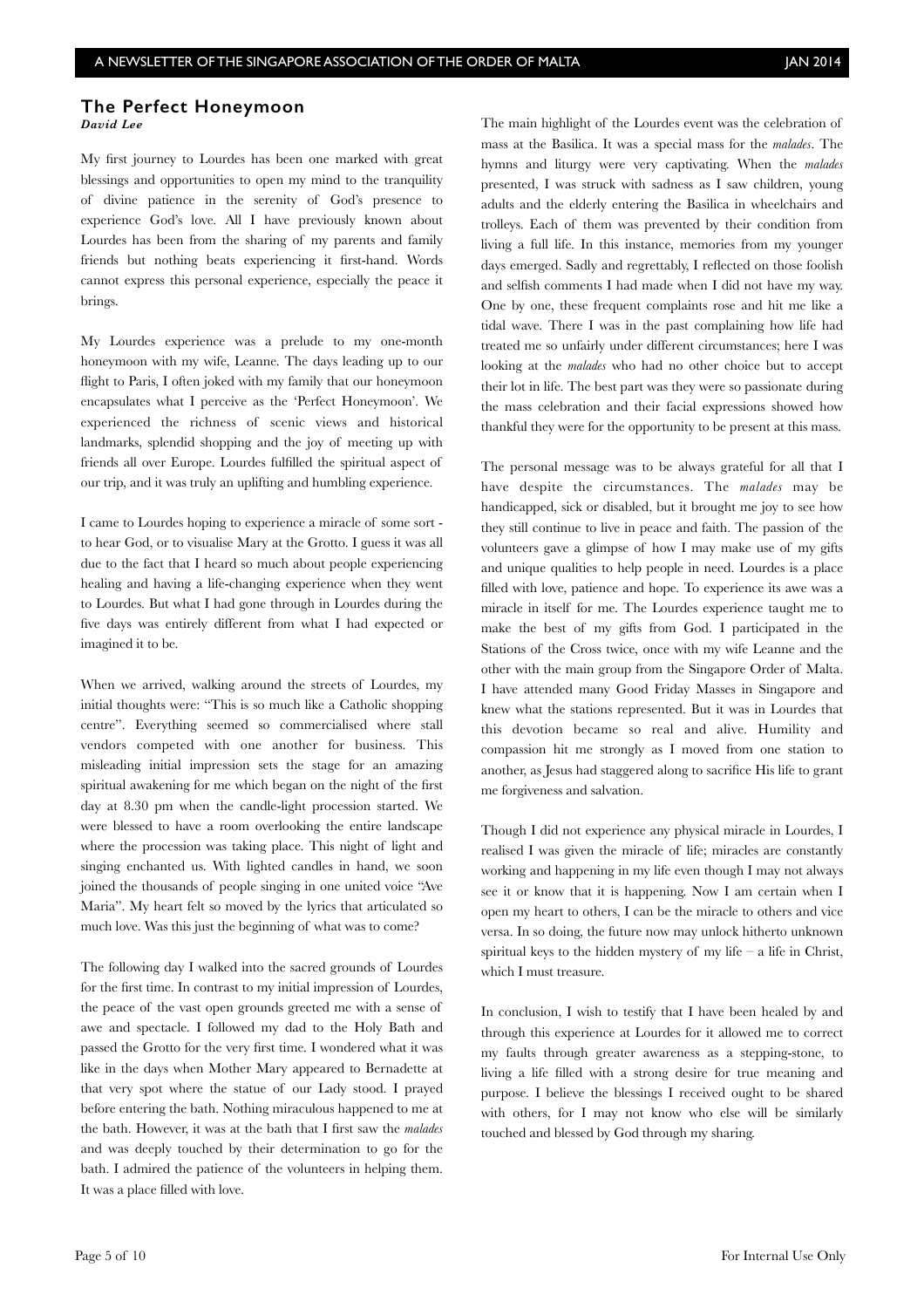## The Perfect Honeymoon

***David Lee***

My first journey to Lourdes has been one marked with great blessings and opportunities to open my mind to the tranquility of divine patience in the serenity of God's presence to experience God's love. All I have previously known about Lourdes has been from the sharing of my parents and family friends but nothing beats experiencing it first-hand. Words cannot express this personal experience, especially the peace it brings.

My Lourdes experience was a prelude to my one-month honeymoon with my wife, Leanne. The days leading up to our flight to Paris, I often joked with my family that our honeymoon encapsulates what I perceive as the 'Perfect Honeymoon'. We experienced the richness of scenic views and historical landmarks, splendid shopping and the joy of meeting up with friends all over Europe. Lourdes fulfilled the spiritual aspect of our trip, and it was truly an uplifting and humbling experience.

I came to Lourdes hoping to experience a miracle of some sort - to hear God, or to visualise Mary at the Grotto. I guess it was all due to the fact that I heard so much about people experiencing healing and having a life-changing experience when they went to Lourdes. But what I had gone through in Lourdes during the five days was entirely different from what I had expected or imagined it to be.

When we arrived, walking around the streets of Lourdes, my initial thoughts were: "This is so much like a Catholic shopping centre". Everything seemed so commercialised where stall vendors competed with one another for business. This misleading initial impression sets the stage for an amazing spiritual awakening for me which began on the night of the first day at 8.30 pm when the candle-light procession started. We were blessed to have a room overlooking the entire landscape where the procession was taking place. This night of light and singing enchanted us. With lighted candles in hand, we soon joined the thousands of people singing in one united voice "Ave Maria". My heart felt so moved by the lyrics that articulated so much love. Was this just the beginning of what was to come?

The following day I walked into the sacred grounds of Lourdes for the first time. In contrast to my initial impression of Lourdes, the peace of the vast open grounds greeted me with a sense of awe and spectacle. I followed my dad to the Holy Bath and passed the Grotto for the very first time. I wondered what it was like in the days when Mother Mary appeared to Bernadette at that very spot where the statue of our Lady stood. I prayed before entering the bath. Nothing miraculous happened to me at the bath. However, it was at the bath that I first saw the *malades* and was deeply touched by their determination to go for the bath. I admired the patience of the volunteers in helping them. It was a place filled with love.

The main highlight of the Lourdes event was the celebration of mass at the Basilica. It was a special mass for the *malades*. The hymns and liturgy were very captivating. When the *malades* presented, I was struck with sadness as I saw children, young adults and the elderly entering the Basilica in wheelchairs and trolleys. Each of them was prevented by their condition from living a full life. In this instance, memories from my younger days emerged. Sadly and regrettably, I reflected on those foolish and selfish comments I had made when I did not have my way. One by one, these frequent complaints rose and hit me like a tidal wave. There I was in the past complaining how life had treated me so unfairly under different circumstances; here I was looking at the *malades* who had no other choice but to accept their lot in life. The best part was they were so passionate during the mass celebration and their facial expressions showed how thankful they were for the opportunity to be present at this mass.

The personal message was to be always grateful for all that I have despite the circumstances. The *malades* may be handicapped, sick or disabled, but it brought me joy to see how they still continue to live in peace and faith. The passion of the volunteers gave a glimpse of how I may make use of my gifts and unique qualities to help people in need. Lourdes is a place filled with love, patience and hope. To experience its awe was a miracle in itself for me. The Lourdes experience taught me to make the best of my gifts from God. I participated in the Stations of the Cross twice, once with my wife Leanne and the other with the main group from the Singapore Order of Malta. I have attended many Good Friday Masses in Singapore and knew what the stations represented. But it was in Lourdes that this devotion became so real and alive. Humility and compassion hit me strongly as I moved from one station to another, as Jesus had staggered along to sacrifice His life to grant me forgiveness and salvation.

Though I did not experience any physical miracle in Lourdes, I realised I was given the miracle of life; miracles are constantly working and happening in my life even though I may not always see it or know that it is happening. Now I am certain when I open my heart to others, I can be the miracle to others and vice versa. In so doing, the future now may unlock hitherto unknown spiritual keys to the hidden mystery of my life – a life in Christ, which I must treasure.

In conclusion, I wish to testify that I have been healed by and through this experience at Lourdes for it allowed me to correct my faults through greater awareness as a stepping-stone, to living a life filled with a strong desire for true meaning and purpose. I believe the blessings I received ought to be shared with others, for I may not know who else will be similarly touched and blessed by God through my sharing.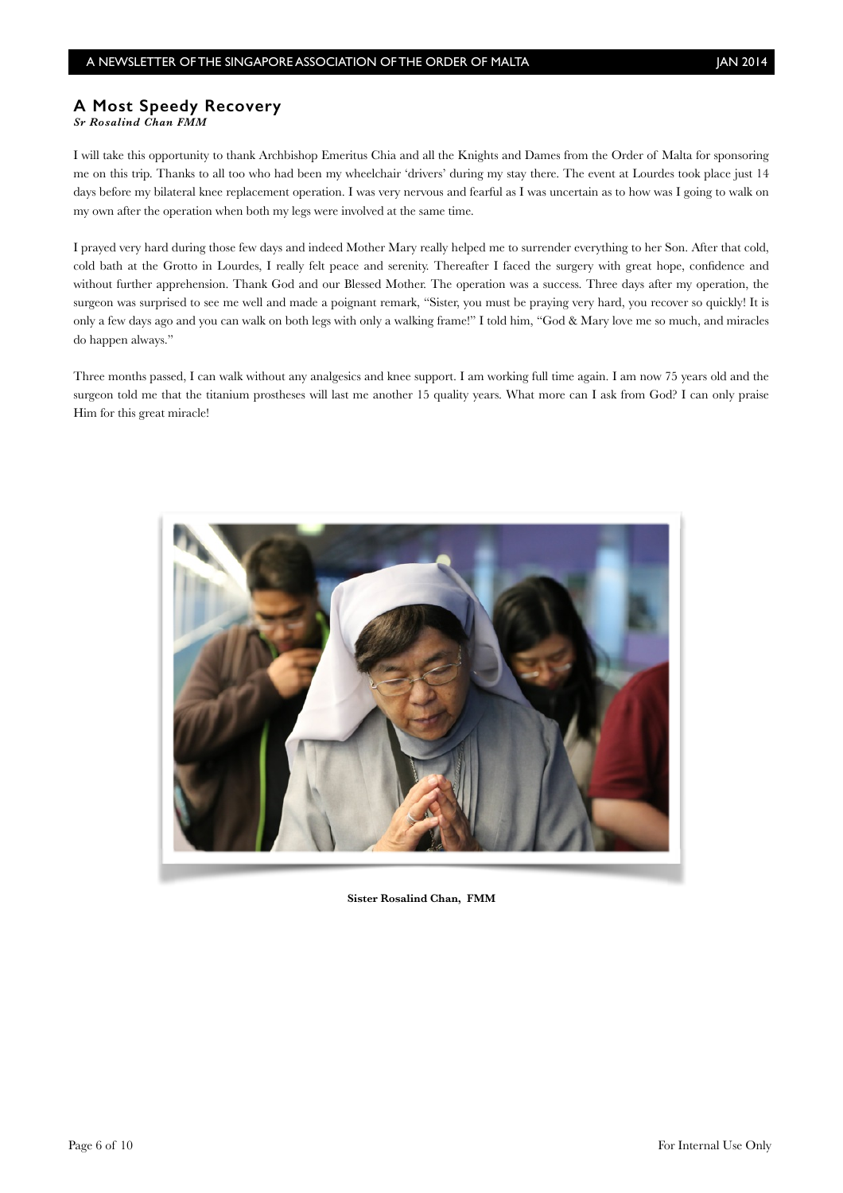## A Most Speedy Recovery

***Sr Rosalind Chan FMM***

I will take this opportunity to thank Archbishop Emeritus Chia and all the Knights and Dames from the Order of Malta for sponsoring me on this trip. Thanks to all too who had been my wheelchair 'drivers' during my stay there. The event at Lourdes took place just 14 days before my bilateral knee replacement operation. I was very nervous and fearful as I was uncertain as to how was I going to walk on my own after the operation when both my legs were involved at the same time.

I prayed very hard during those few days and indeed Mother Mary really helped me to surrender everything to her Son. After that cold, cold bath at the Grotto in Lourdes, I really felt peace and serenity. Thereafter I faced the surgery with great hope, confidence and without further apprehension. Thank God and our Blessed Mother. The operation was a success. Three days after my operation, the surgeon was surprised to see me well and made a poignant remark, "Sister, you must be praying very hard, you recover so quickly! It is only a few days ago and you can walk on both legs with only a walking frame!" I told him, "God & Mary love me so much, and miracles do happen always."

Three months passed, I can walk without any analgesics and knee support. I am working full time again. I am now 75 years old and the surgeon told me that the titanium prostheses will last me another 15 quality years. What more can I ask from God? I can only praise Him for this great miracle!

**Sister Rosalind Chan, FMM**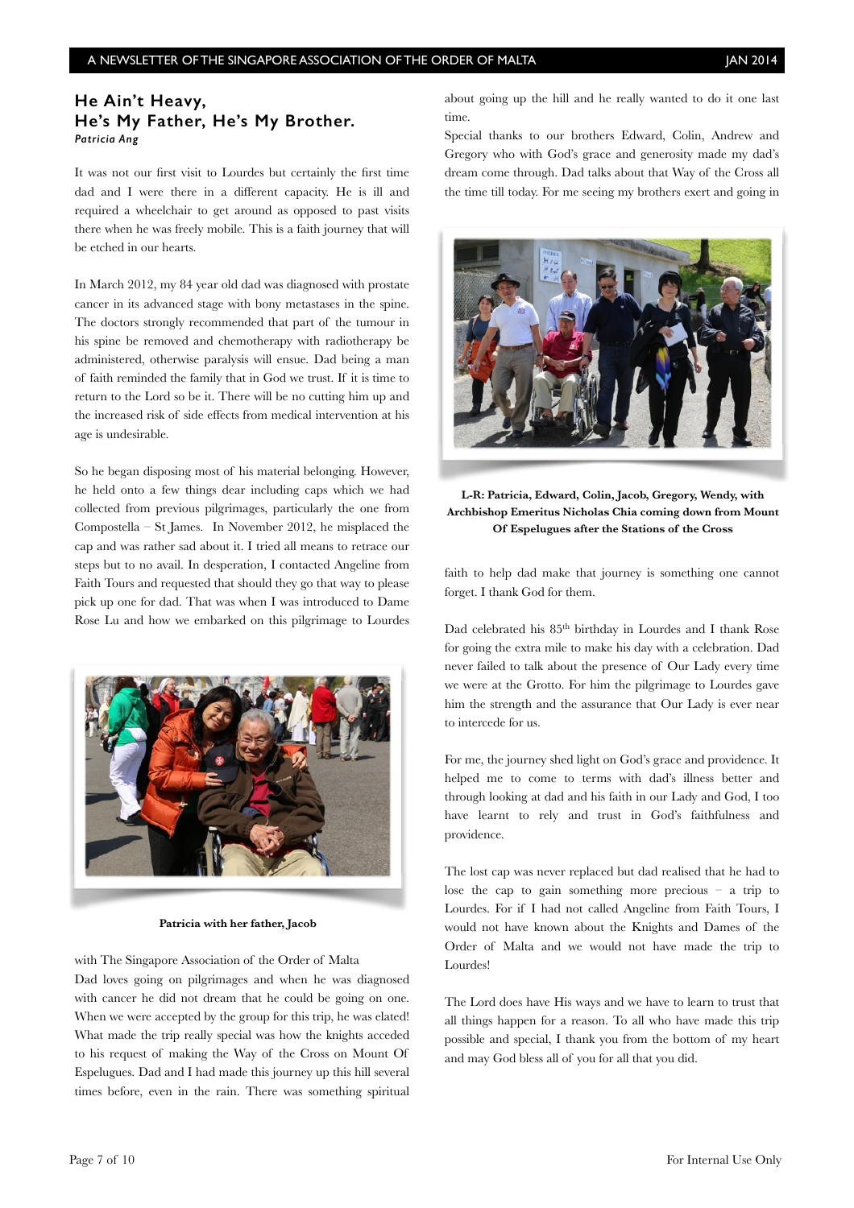## He Ain't Heavy, He's My Father, He's My Brother.

*Patricia Ang*

It was not our first visit to Lourdes but certainly the first time dad and I were there in a different capacity. He is ill and required a wheelchair to get around as opposed to past visits there when he was freely mobile. This is a faith journey that will be etched in our hearts.

In March 2012, my 84 year old dad was diagnosed with prostate cancer in its advanced stage with bony metastases in the spine. The doctors strongly recommended that part of the tumour in his spine be removed and chemotherapy with radiotherapy be administered, otherwise paralysis will ensue. Dad being a man of faith reminded the family that in God we trust. If it is time to return to the Lord so be it. There will be no cutting him up and the increased risk of side effects from medical intervention at his age is undesirable.

So he began disposing most of his material belonging. However, he held onto a few things dear including caps which we had collected from previous pilgrimages, particularly the one from Compostella – St James. In November 2012, he misplaced the cap and was rather sad about it. I tried all means to retrace our steps but to no avail. In desperation, I contacted Angeline from Faith Tours and requested that should they go that way to please pick up one for dad. That was when I was introduced to Dame Rose Lu and how we embarked on this pilgrimage to Lourdes with The Singapore Association of the Order of Malta

**Patricia with her father, Jacob**

Dad loves going on pilgrimages and when he was diagnosed with cancer he did not dream that he could be going on one. When we were accepted by the group for this trip, he was elated! What made the trip really special was how the knights acceded to his request of making the Way of the Cross on Mount Of Espelugues. Dad and I had made this journey up this hill several times before, even in the rain. There was something spiritual about going up the hill and he really wanted to do it one last time.

Special thanks to our brothers Edward, Colin, Andrew and Gregory who with God's grace and generosity made my dad's dream come through. Dad talks about that Way of the Cross all the time till today. For me seeing my brothers exert and going in faith to help dad make that journey is something one cannot forget. I thank God for them.

**L-R: Patricia, Edward, Colin, Jacob, Gregory, Wendy, with Archbishop Emeritus Nicholas Chia coming down from Mount Of Espelugues after the Stations of the Cross**

Dad celebrated his 85th birthday in Lourdes and I thank Rose for going the extra mile to make his day with a celebration. Dad never failed to talk about the presence of Our Lady every time we were at the Grotto. For him the pilgrimage to Lourdes gave him the strength and the assurance that Our Lady is ever near to intercede for us.

For me, the journey shed light on God's grace and providence. It helped me to come to terms with dad's illness better and through looking at dad and his faith in our Lady and God, I too have learnt to rely and trust in God's faithfulness and providence.

The lost cap was never replaced but dad realised that he had to lose the cap to gain something more precious – a trip to Lourdes. For if I had not called Angeline from Faith Tours, I would not have known about the Knights and Dames of the Order of Malta and we would not have made the trip to Lourdes!

The Lord does have His ways and we have to learn to trust that all things happen for a reason. To all who have made this trip possible and special, I thank you from the bottom of my heart and may God bless all of you for all that you did.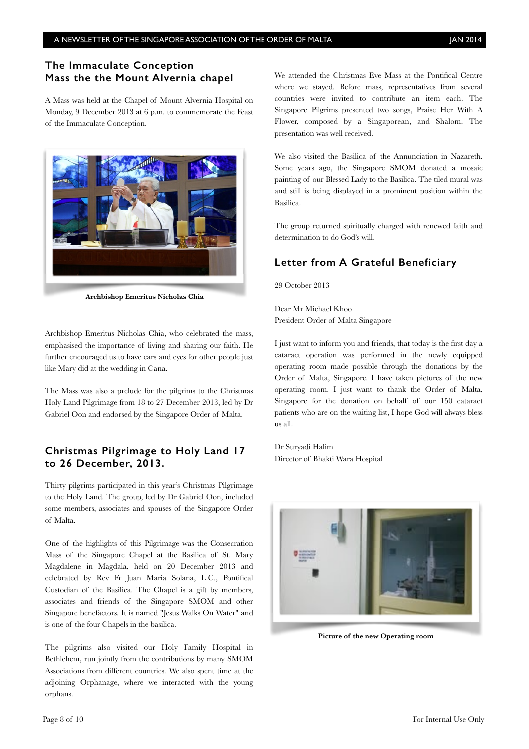## The Immaculate Conception Mass the the Mount Alvernia chapel

A Mass was held at the Chapel of Mount Alvernia Hospital on Monday, 9 December 2013 at 6 p.m. to commemorate the Feast of the Immaculate Conception.

**Archbishop Emeritus Nicholas Chia**

Archbishop Emeritus Nicholas Chia, who celebrated the mass, emphasised the importance of living and sharing our faith. He further encouraged us to have ears and eyes for other people just like Mary did at the wedding in Cana.

The Mass was also a prelude for the pilgrims to the Christmas Holy Land Pilgrimage from 18 to 27 December 2013, led by Dr Gabriel Oon and endorsed by the Singapore Order of Malta.

## Christmas Pilgrimage to Holy Land 17 to 26 December, 2013.

Thirty pilgrims participated in this year's Christmas Pilgrimage to the Holy Land. The group, led by Dr Gabriel Oon, included some members, associates and spouses of the Singapore Order of Malta.

One of the highlights of this Pilgrimage was the Consecration Mass of the Singapore Chapel at the Basilica of St. Mary Magdalene in Magdala, held on 20 December 2013 and celebrated by Rev Fr Juan Maria Solana, L.C., Pontifical Custodian of the Basilica. The Chapel is a gift by members, associates and friends of the Singapore SMOM and other Singapore benefactors. It is named "Jesus Walks On Water" and is one of the four Chapels in the basilica.

The pilgrims also visited our Holy Family Hospital in Bethlehem, run jointly from the contributions by many SMOM Associations from different countries. We also spent time at the adjoining Orphanage, where we interacted with the young orphans.

We attended the Christmas Eve Mass at the Pontifical Centre where we stayed. Before mass, representatives from several countries were invited to contribute an item each. The Singapore Pilgrims presented two songs, Praise Her With A Flower, composed by a Singaporean, and Shalom. The presentation was well received.

We also visited the Basilica of the Annunciation in Nazareth. Some years ago, the Singapore SMOM donated a mosaic painting of our Blessed Lady to the Basilica. The tiled mural was and still is being displayed in a prominent position within the Basilica.

The group returned spiritually charged with renewed faith and determination to do God's will.

## Letter from A Grateful Beneficiary

29 October 2013

Dear Mr Michael Khoo
President Order of Malta Singapore

I just want to inform you and friends, that today is the first day a cataract operation was performed in the newly equipped operating room made possible through the donations by the Order of Malta, Singapore. I have taken pictures of the new operating room. I just want to thank the Order of Malta, Singapore for the donation on behalf of our 150 cataract patients who are on the waiting list, I hope God will always bless us all.

Dr Suryadi Halim
Director of Bhakti Wara Hospital

**Picture of the new Operating room**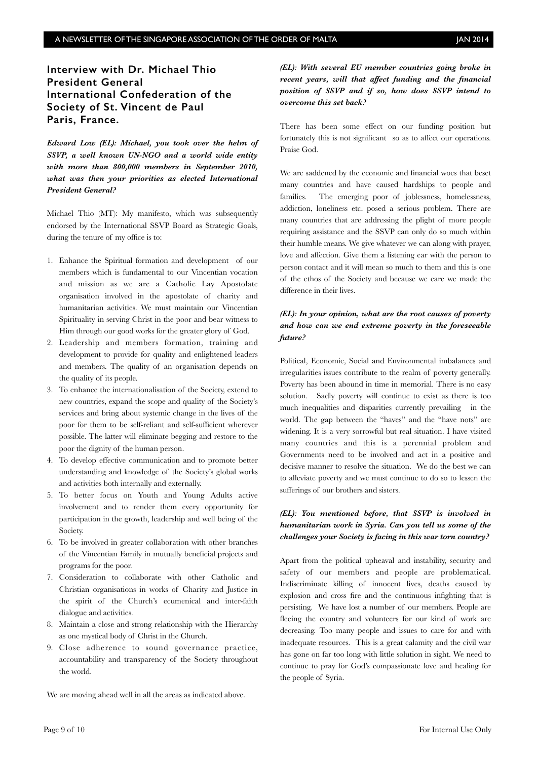## Interview with Dr. Michael Thio President General International Confederation of the Society of St. Vincent de Paul Paris, France.

***Edward Low (EL): Michael, you took over the helm of SSVP, a well known UN-NGO and a world wide entity with more than 800,000 members in September 2010, what was then your priorities as elected International President General?***

Michael Thio (MT): My manifesto, which was subsequently endorsed by the International SSVP Board as Strategic Goals, during the tenure of my office is to:

1. Enhance the Spiritual formation and development of our members which is fundamental to our Vincentian vocation and mission as we are a Catholic Lay Apostolate organisation involved in the apostolate of charity and humanitarian activities. We must maintain our Vincentian Spirituality in serving Christ in the poor and bear witness to Him through our good works for the greater glory of God.
2. Leadership and members formation, training and development to provide for quality and enlightened leaders and members. The quality of an organisation depends on the quality of its people.
3. To enhance the internationalisation of the Society, extend to new countries, expand the scope and quality of the Society's services and bring about systemic change in the lives of the poor for them to be self-reliant and self-sufficient wherever possible. The latter will eliminate begging and restore to the poor the dignity of the human person.
4. To develop effective communication and to promote better understanding and knowledge of the Society's global works and activities both internally and externally.
5. To better focus on Youth and Young Adults active involvement and to render them every opportunity for participation in the growth, leadership and well being of the Society.
6. To be involved in greater collaboration with other branches of the Vincentian Family in mutually beneficial projects and programs for the poor.
7. Consideration to collaborate with other Catholic and Christian organisations in works of Charity and Justice in the spirit of the Church's ecumenical and inter-faith dialogue and activities.
8. Maintain a close and strong relationship with the Hierarchy as one mystical body of Christ in the Church.
9. Close adherence to sound governance practice, accountability and transparency of the Society throughout the world.

We are moving ahead well in all the areas as indicated above.

***(EL): With several EU member countries going broke in recent years, will that affect funding and the financial position of SSVP and if so, how does SSVP intend to overcome this set back?***

There has been some effect on our funding position but fortunately this is not significant so as to affect our operations. Praise God.

We are saddened by the economic and financial woes that beset many countries and have caused hardships to people and families. The emerging poor of joblessness, homelessness, addiction, loneliness etc. posed a serious problem. There are many countries that are addressing the plight of more people requiring assistance and the SSVP can only do so much within their humble means. We give whatever we can along with prayer, love and affection. Give them a listening ear with the person to person contact and it will mean so much to them and this is one of the ethos of the Society and because we care we made the difference in their lives.

***(EL): In your opinion, what are the root causes of poverty and how can we end extreme poverty in the foreseeable future?***

Political, Economic, Social and Environmental imbalances and irregularities issues contribute to the realm of poverty generally. Poverty has been abound in time in memorial. There is no easy solution. Sadly poverty will continue to exist as there is too much inequalities and disparities currently prevailing in the world. The gap between the "haves" and the "have nots" are widening. It is a very sorrowful but real situation. I have visited many countries and this is a perennial problem and Governments need to be involved and act in a positive and decisive manner to resolve the situation. We do the best we can to alleviate poverty and we must continue to do so to lessen the sufferings of our brothers and sisters.

***(EL): You mentioned before, that SSVP is involved in humanitarian work in Syria. Can you tell us some of the challenges your Society is facing in this war torn country?***

Apart from the political upheaval and instability, security and safety of our members and people are problematical. Indiscriminate killing of innocent lives, deaths caused by explosion and cross fire and the continuous infighting that is persisting. We have lost a number of our members. People are fleeing the country and volunteers for our kind of work are decreasing. Too many people and issues to care for and with inadequate resources. This is a great calamity and the civil war has gone on far too long with little solution in sight. We need to continue to pray for God's compassionate love and healing for the people of Syria.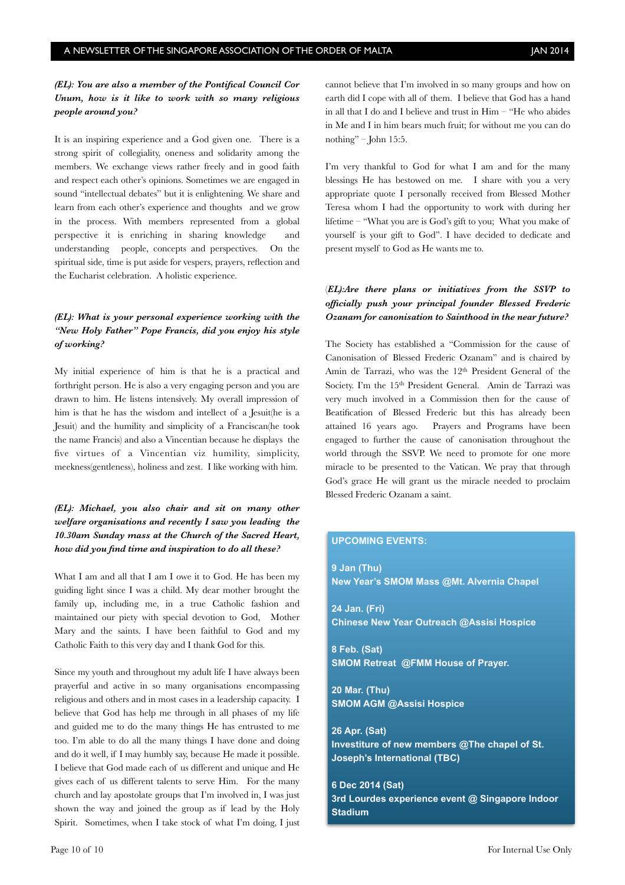***(EL): You are also a member of the Pontifical Council Cor Unum, how is it like to work with so many religious people around you?***

It is an inspiring experience and a God given one. There is a strong spirit of collegiality, oneness and solidarity among the members. We exchange views rather freely and in good faith and respect each other's opinions. Sometimes we are engaged in sound "intellectual debates" but it is enlightening. We share and learn from each other's experience and thoughts and we grow in the process. With members represented from a global perspective it is enriching in sharing knowledge and understanding people, concepts and perspectives. On the spiritual side, time is put aside for vespers, prayers, reflection and the Eucharist celebration. A holistic experience.

***(EL): What is your personal experience working with the "New Holy Father" Pope Francis, did you enjoy his style of working?***

My initial experience of him is that he is a practical and forthright person. He is also a very engaging person and you are drawn to him. He listens intensively. My overall impression of him is that he has the wisdom and intellect of a Jesuit(he is a Jesuit) and the humility and simplicity of a Franciscan(he took the name Francis) and also a Vincentian because he displays the five virtues of a Vincentian viz humility, simplicity, meekness(gentleness), holiness and zest. I like working with him.

***(EL): Michael, you also chair and sit on many other welfare organisations and recently I saw you leading the 10.30am Sunday mass at the Church of the Sacred Heart, how did you find time and inspiration to do all these?***

What I am and all that I am I owe it to God. He has been my guiding light since I was a child. My dear mother brought the family up, including me, in a true Catholic fashion and maintained our piety with special devotion to God, Mother Mary and the saints. I have been faithful to God and my Catholic Faith to this very day and I thank God for this.

Since my youth and throughout my adult life I have always been prayerful and active in so many organisations encompassing religious and others and in most cases in a leadership capacity. I believe that God has help me through in all phases of my life and guided me to do the many things He has entrusted to me too. I'm able to do all the many things I have done and doing and do it well, if I may humbly say, because He made it possible. I believe that God made each of us different and unique and He gives each of us different talents to serve Him. For the many church and lay apostolate groups that I'm involved in, I was just shown the way and joined the group as if lead by the Holy Spirit. Sometimes, when I take stock of what I'm doing, I just cannot believe that I'm involved in so many groups and how on earth did I cope with all of them. I believe that God has a hand in all that I do and I believe and trust in Him – "He who abides in Me and I in him bears much fruit; for without me you can do nothing" – John 15:5.

I'm very thankful to God for what I am and for the many blessings He has bestowed on me. I share with you a very appropriate quote I personally received from Blessed Mother Teresa whom I had the opportunity to work with during her lifetime – "What you are is God's gift to you; What you make of yourself is your gift to God". I have decided to dedicate and present myself to God as He wants me to.

***(EL):Are there plans or initiatives from the SSVP to officially push your principal founder Blessed Frederic Ozanam for canonisation to Sainthood in the near future?***

The Society has established a "Commission for the cause of Canonisation of Blessed Frederic Ozanam" and is chaired by Amin de Tarrazi, who was the 12th President General of the Society. I'm the 15th President General. Amin de Tarrazi was very much involved in a Commission then for the cause of Beatification of Blessed Frederic but this has already been attained 16 years ago. Prayers and Programs have been engaged to further the cause of canonisation throughout the world through the SSVP. We need to promote for one more miracle to be presented to the Vatican. We pray that through God's grace He will grant us the miracle needed to proclaim Blessed Frederic Ozanam a saint.

**UPCOMING EVENTS:**

**9 Jan (Thu)**
**New Year's SMOM Mass @Mt. Alvernia Chapel**

**24 Jan. (Fri)**
**Chinese New Year Outreach @Assisi Hospice**

**8 Feb. (Sat)**
**SMOM Retreat @FMM House of Prayer.**

**20 Mar. (Thu)**
**SMOM AGM @Assisi Hospice**

**26 Apr. (Sat)**
**Investiture of new members @The chapel of St. Joseph's International (TBC)**

**6 Dec 2014 (Sat)**
**3rd Lourdes experience event @ Singapore Indoor Stadium**

For Internal Use Only